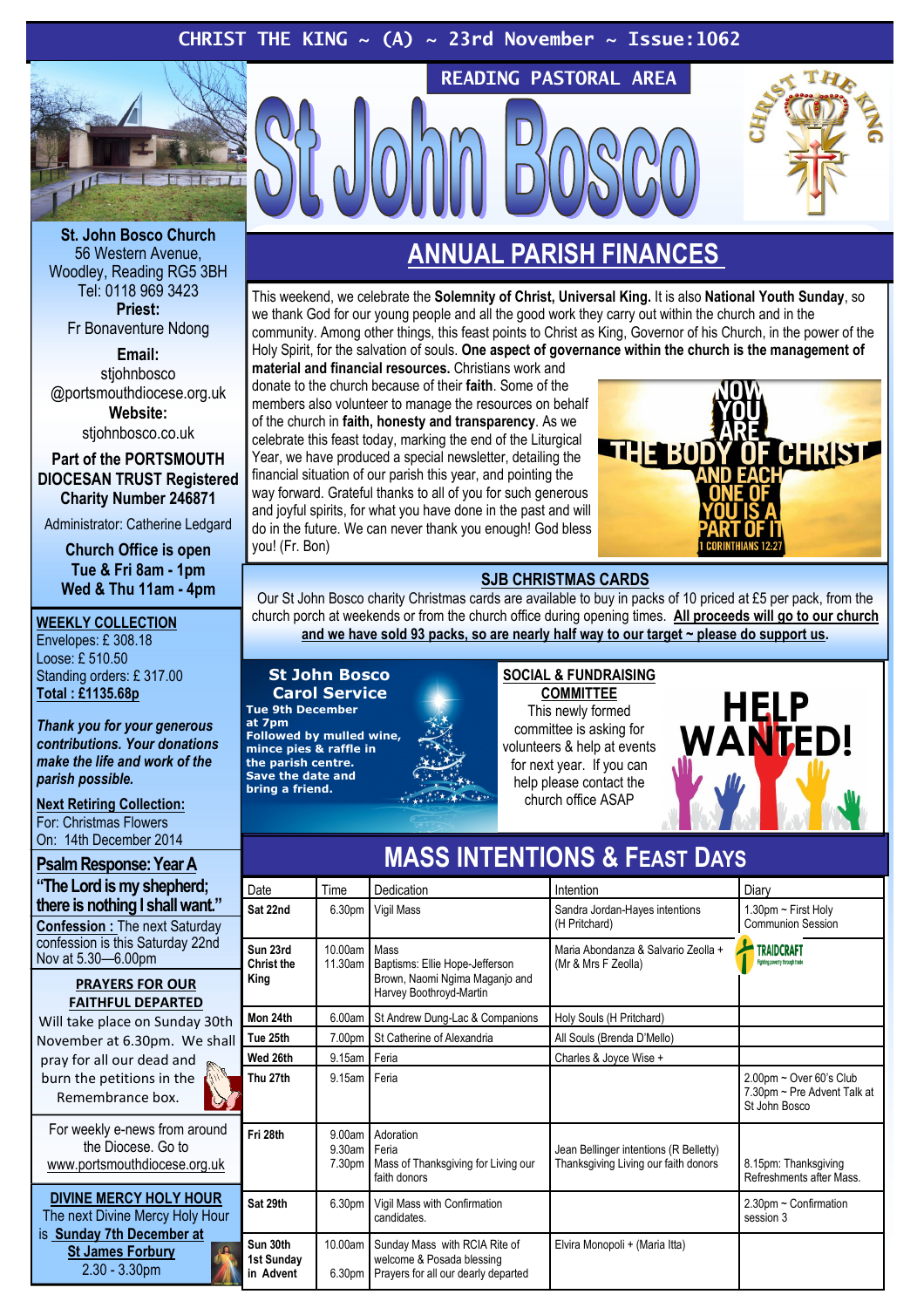CHRIST THE KING ~ (A) ~ 23rd November ~ Issue:1062

READING PASTORAL AREA

# St John Bosco

**St. John Bosco Church**
56 Western Avenue,
Woodley, Reading RG5 3BH
Tel: 0118 969 3423
**Priest:**
Fr Bonaventure Ndong

**Email:**
stjohnbosco
@portsmouthdiocese.org.uk
**Website:**
stjohnbosco.co.uk

**Part of the PORTSMOUTH DIOCESAN TRUST Registered Charity Number 246871**

Administrator: Catherine Ledgard

**Church Office is open**
**Tue & Fri 8am - 1pm**
**Wed & Thu 11am - 4pm**

## ANNUAL PARISH FINANCES

This weekend, we celebrate the **Solemnity of Christ, Universal King.** It is also **National Youth Sunday**, so we thank God for our young people and all the good work they carry out within the church and in the community. Among other things, this feast points to Christ as King, Governor of his Church, in the power of the Holy Spirit, for the salvation of souls. **One aspect of governance within the church is the management of material and financial resources.** Christians work and donate to the church because of their **faith**. Some of the members also volunteer to manage the resources on behalf of the church in **faith, honesty and transparency**. As we celebrate this feast today, marking the end of the Liturgical Year, we have produced a special newsletter, detailing the financial situation of our parish this year, and pointing the way forward. Grateful thanks to all of you for such generous and joyful spirits, for what you have done in the past and will do in the future. We can never thank you enough! God bless you! (Fr. Bon)

NOW YOU ARE THE BODY OF CHRIST AND EACH ONE OF YOU IS A PART OF IT
1 CORINTHIANS 12:27

### SJB CHRISTMAS CARDS

Our St John Bosco charity Christmas cards are available to buy in packs of 10 priced at £5 per pack, from the church porch at weekends or from the church office during opening times. **All proceeds will go to our church and we have sold 93 packs, so are nearly half way to our target ~ please do support us.**

### WEEKLY COLLECTION

Envelopes: £ 308.18
Loose: £ 510.50
Standing orders: £ 317.00
**Total : £1135.68p**

***Thank you for your generous contributions. Your donations make the life and work of the parish possible.***

**Next Retiring Collection:**
For: Christmas Flowers
On: 14th December 2014

### St John Bosco Carol Service

**Tue 9th December at 7pm**
**Followed by mulled wine, mince pies & raffle in the parish centre.**
**Save the date and bring a friend.**

### SOCIAL & FUNDRAISING COMMITTEE

This newly formed committee is asking for volunteers & help at events for next year. If you can help please contact the church office ASAP

HELP WANTED!

### Psalm Response: Year A

**"The Lord is my shepherd; there is nothing I shall want."**

**Confession :** The next Saturday confession is this Saturday 22nd Nov at 5.30—6.00pm

### PRAYERS FOR OUR FAITHFUL DEPARTED

Will take place on Sunday 30th November at 6.30pm. We shall pray for all our dead and burn the petitions in the Remembrance box.

For weekly e-news from around the Diocese. Go to www.portsmouthdiocese.org.uk

### DIVINE MERCY HOLY HOUR

The next Divine Mercy Holy Hour is **Sunday 7th December at St James Forbury**
2.30 - 3.30pm

## MASS INTENTIONS & FEAST DAYS

| Date | Time | Dedication | Intention | Diary |
|---|---|---|---|---|
| **Sat 22nd** | 6.30pm | Vigil Mass | Sandra Jordan-Hayes intentions (H Pritchard) | 1.30pm ~ First Holy Communion Session |
| **Sun 23rd Christ the King** | 10.00am<br>11.30am | Mass<br>Baptisms: Ellie Hope-Jefferson Brown, Naomi Ngima Maganjo and Harvey Boothroyd-Martin | Maria Abondanza & Salvario Zeolla + (Mr & Mrs F Zeolla) | TRAIDCRAFT |
| **Mon 24th** | 6.00am | St Andrew Dung-Lac & Companions | Holy Souls (H Pritchard) | |
| **Tue 25th** | 7.00pm | St Catherine of Alexandria | All Souls (Brenda D'Mello) | |
| **Wed 26th** | 9.15am | Feria | Charles & Joyce Wise + | |
| **Thu 27th** | 9.15am | Feria | | 2.00pm ~ Over 60's Club<br>7.30pm ~ Pre Advent Talk at St John Bosco |
| **Fri 28th** | 9.00am<br>9.30am<br>7.30pm | Adoration<br>Feria<br>Mass of Thanksgiving for Living our faith donors | Jean Bellinger intentions (R Belletty)<br>Thanksgiving Living our faith donors | 8.15pm: Thanksgiving Refreshments after Mass. |
| **Sat 29th** | 6.30pm | Vigil Mass with Confirmation candidates. | | 2.30pm ~ Confirmation session 3 |
| **Sun 30th 1st Sunday in Advent** | 10.00am<br>6.30pm | Sunday Mass with RCIA Rite of welcome & Posada blessing<br>Prayers for all our dearly departed | Elvira Monopoli + (Maria Itta) | |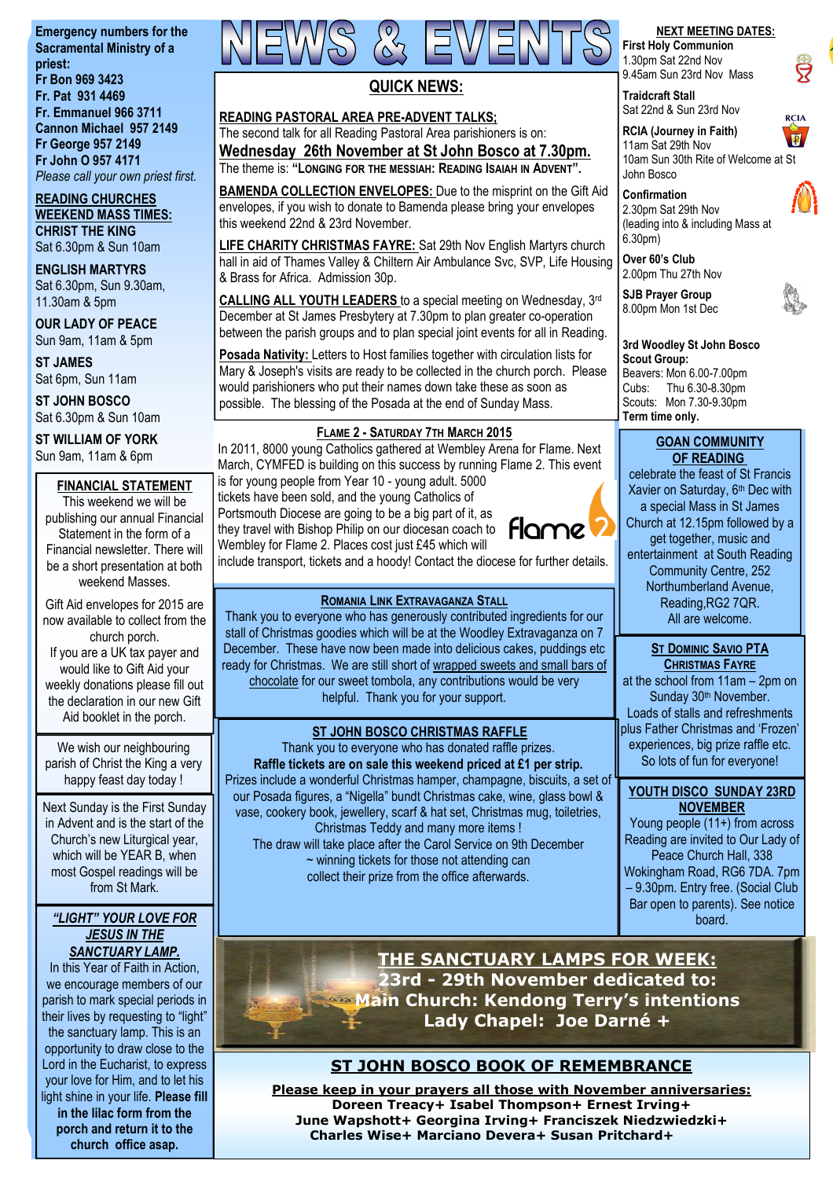**Emergency numbers for the Sacramental Ministry of a priest:**
**Fr Bon 969 3423**
**Fr. Pat 931 4469**
**Fr. Emmanuel 966 3711**
**Cannon Michael 957 2149**
**Fr George 957 2149**
**Fr John O 957 4171**
*Please call your own priest first.*

**READING CHURCHES WEEKEND MASS TIMES:**

**CHRIST THE KING**
Sat 6.30pm & Sun 10am

**ENGLISH MARTYRS**
Sat 6.30pm, Sun 9.30am, 11.30am & 5pm

**OUR LADY OF PEACE**
Sun 9am, 11am & 5pm

**ST JAMES**
Sat 6pm, Sun 11am

**ST JOHN BOSCO**
Sat 6.30pm & Sun 10am

**ST WILLIAM OF YORK**
Sun 9am, 11am & 6pm

**FINANCIAL STATEMENT**

This weekend we will be publishing our annual Financial Statement in the form of a Financial newsletter. There will be a short presentation at both weekend Masses.

Gift Aid envelopes for 2015 are now available to collect from the church porch.
If you are a UK tax payer and would like to Gift Aid your weekly donations please fill out the declaration in our new Gift Aid booklet in the porch.

We wish our neighbouring parish of Christ the King a very happy feast day today !

Next Sunday is the First Sunday in Advent and is the start of the Church's new Liturgical year, which will be YEAR B, when most Gospel readings will be from St Mark.

***"LIGHT" YOUR LOVE FOR JESUS IN THE SANCTUARY LAMP.***

In this Year of Faith in Action, we encourage members of our parish to mark special periods in their lives by requesting to "light" the sanctuary lamp. This is an opportunity to draw close to the Lord in the Eucharist, to express your love for Him, and to let his light shine in your life. **Please fill in the lilac form from the porch and return it to the church office asap.**

# NEWS & EVENTS

## QUICK NEWS:

**READING PASTORAL AREA PRE-ADVENT TALKS;**
The second talk for all Reading Pastoral Area parishioners is on:
**Wednesday 26th November at St John Bosco at 7.30pm.**
The theme is: **"LONGING FOR THE MESSIAH: READING ISAIAH IN ADVENT".**

**BAMENDA COLLECTION ENVELOPES:** Due to the misprint on the Gift Aid envelopes, if you wish to donate to Bamenda please bring your envelopes this weekend 22nd & 23rd November.

**LIFE CHARITY CHRISTMAS FAYRE:** Sat 29th Nov English Martyrs church hall in aid of Thames Valley & Chiltern Air Ambulance Svc, SVP, Life Housing & Brass for Africa. Admission 30p.

**CALLING ALL YOUTH LEADERS** to a special meeting on Wednesday, 3rd December at St James Presbytery at 7.30pm to plan greater co-operation between the parish groups and to plan special joint events for all in Reading.

**Posada Nativity:** Letters to Host families together with circulation lists for Mary & Joseph's visits are ready to be collected in the church porch. Please would parishioners who put their names down take these as soon as possible. The blessing of the Posada at the end of Sunday Mass.

**FLAME 2 - SATURDAY 7TH MARCH 2015**

In 2011, 8000 young Catholics gathered at Wembley Arena for Flame. Next March, CYMFED is building on this success by running Flame 2. This event is for young people from Year 10 - young adult. 5000 tickets have been sold, and the young Catholics of Portsmouth Diocese are going to be a big part of it, as they travel with Bishop Philip on our diocesan coach to Wembley for Flame 2. Places cost just £45 which will include transport, tickets and a hoody! Contact the diocese for further details.

**ROMANIA LINK EXTRAVAGANZA STALL**

Thank you to everyone who has generously contributed ingredients for our stall of Christmas goodies which will be at the Woodley Extravaganza on 7 December. These have now been made into delicious cakes, puddings etc ready for Christmas. We are still short of wrapped sweets and small bars of chocolate for our sweet tombola, any contributions would be very helpful. Thank you for your support.

**ST JOHN BOSCO CHRISTMAS RAFFLE**

Thank you to everyone who has donated raffle prizes.
**Raffle tickets are on sale this weekend priced at £1 per strip.**
Prizes include a wonderful Christmas hamper, champagne, biscuits, a set of our Posada figures, a "Nigella" bundt Christmas cake, wine, glass bowl & vase, cookery book, jewellery, scarf & hat set, Christmas mug, toiletries, Christmas Teddy and many more items !
The draw will take place after the Carol Service on 9th December ~ winning tickets for those not attending can collect their prize from the office afterwards.

**NEXT MEETING DATES:**

**First Holy Communion**
1.30pm Sat 22nd Nov
9.45am Sun 23rd Nov Mass

**Traidcraft Stall**
Sat 22nd & Sun 23rd Nov

**RCIA (Journey in Faith)**
11am Sat 29th Nov
10am Sun 30th Rite of Welcome at St John Bosco

**Confirmation**
2.30pm Sat 29th Nov
(leading into & including Mass at 6.30pm)

**Over 60's Club**
2.00pm Thu 27th Nov

**SJB Prayer Group**
8.00pm Mon 1st Dec

**3rd Woodley St John Bosco Scout Group:**
Beavers: Mon 6.00-7.00pm
Cubs: Thu 6.30-8.30pm
Scouts: Mon 7.30-9.30pm
**Term time only.**

**GOAN COMMUNITY OF READING**

celebrate the feast of St Francis Xavier on Saturday, 6th Dec with a special Mass in St James Church at 12.15pm followed by a get together, music and entertainment at South Reading Community Centre, 252 Northumberland Avenue, Reading, RG2 7QR.
All are welcome.

**ST DOMINIC SAVIO PTA CHRISTMAS FAYRE**

at the school from 11am – 2pm on Sunday 30th November.
Loads of stalls and refreshments plus Father Christmas and 'Frozen' experiences, big prize raffle etc.
So lots of fun for everyone!

**YOUTH DISCO SUNDAY 23RD NOVEMBER**

Young people (11+) from across Reading are invited to Our Lady of Peace Church Hall, 338 Wokingham Road, RG6 7DA. 7pm – 9.30pm. Entry free. (Social Club Bar open to parents). See notice board.

**THE SANCTUARY LAMPS FOR WEEK:**
**23rd - 29th November dedicated to:**
**Main Church: Kendong Terry's intentions**
**Lady Chapel: Joe Darné +**

## ST JOHN BOSCO BOOK OF REMEMBRANCE

**Please keep in your prayers all those with November anniversaries:**
**Doreen Treacy+ Isabel Thompson+ Ernest Irving+**
**June Wapshott+ Georgina Irving+ Franciszek Niedzwiedzki+**
**Charles Wise+ Marciano Devera+ Susan Pritchard+**